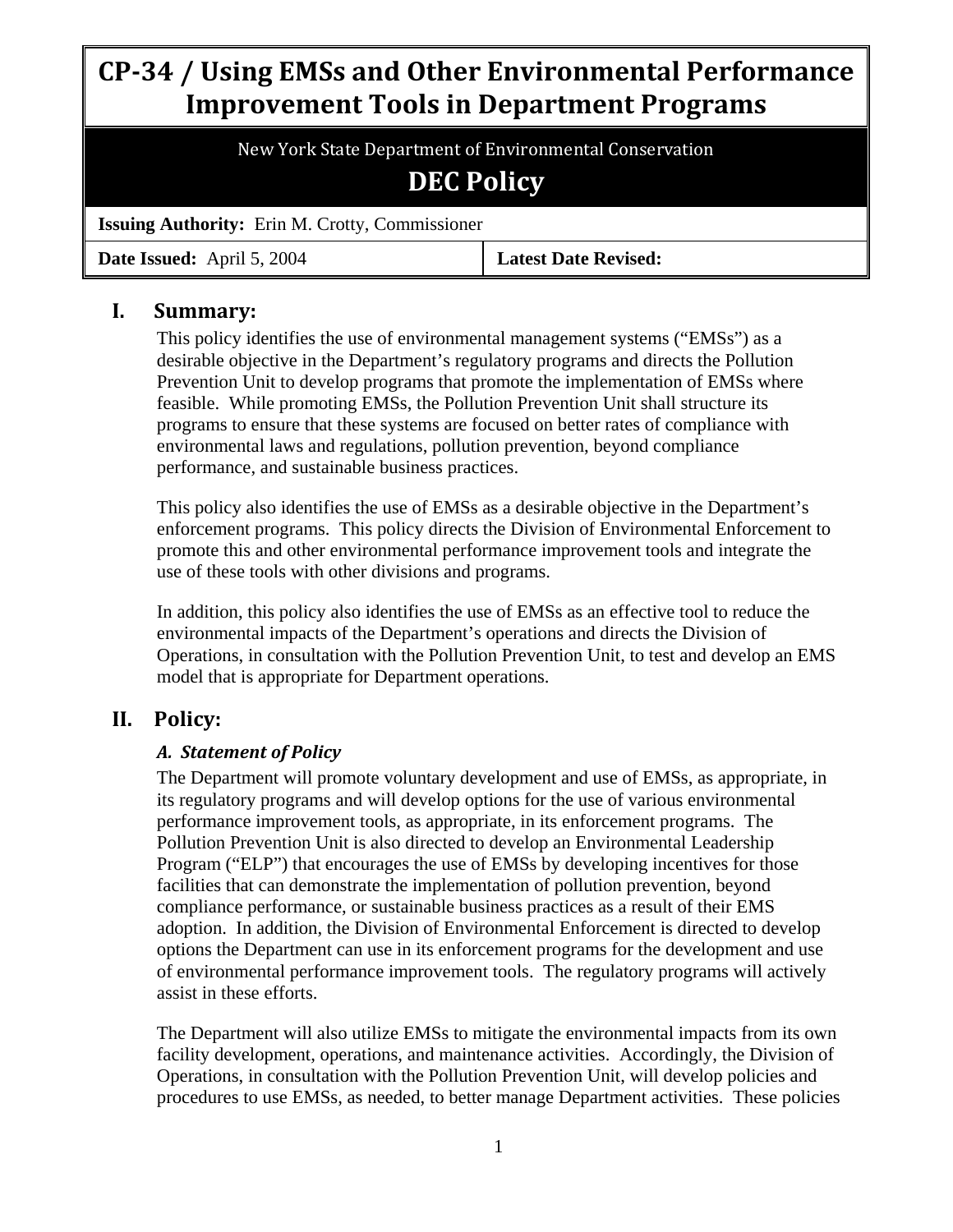# CP-34 / Using EMSs and Other Environmental Performance Improvement Tools in Department Programs

New York State Department of Environmental Conservation

## DEC Policy

| **Issuing Authority:** Erin M. Crotty, Commissioner | |
|---|---|
| **Date Issued:** April 5, 2004 | **Latest Date Revised:** |

## I. Summary:

This policy identifies the use of environmental management systems ("EMSs") as a desirable objective in the Department's regulatory programs and directs the Pollution Prevention Unit to develop programs that promote the implementation of EMSs where feasible. While promoting EMSs, the Pollution Prevention Unit shall structure its programs to ensure that these systems are focused on better rates of compliance with environmental laws and regulations, pollution prevention, beyond compliance performance, and sustainable business practices.

This policy also identifies the use of EMSs as a desirable objective in the Department's enforcement programs. This policy directs the Division of Environmental Enforcement to promote this and other environmental performance improvement tools and integrate the use of these tools with other divisions and programs.

In addition, this policy also identifies the use of EMSs as an effective tool to reduce the environmental impacts of the Department's operations and directs the Division of Operations, in consultation with the Pollution Prevention Unit, to test and develop an EMS model that is appropriate for Department operations.

## II. Policy:

### *A. Statement of Policy*

The Department will promote voluntary development and use of EMSs, as appropriate, in its regulatory programs and will develop options for the use of various environmental performance improvement tools, as appropriate, in its enforcement programs. The Pollution Prevention Unit is also directed to develop an Environmental Leadership Program ("ELP") that encourages the use of EMSs by developing incentives for those facilities that can demonstrate the implementation of pollution prevention, beyond compliance performance, or sustainable business practices as a result of their EMS adoption. In addition, the Division of Environmental Enforcement is directed to develop options the Department can use in its enforcement programs for the development and use of environmental performance improvement tools. The regulatory programs will actively assist in these efforts.

The Department will also utilize EMSs to mitigate the environmental impacts from its own facility development, operations, and maintenance activities. Accordingly, the Division of Operations, in consultation with the Pollution Prevention Unit, will develop policies and procedures to use EMSs, as needed, to better manage Department activities. These policies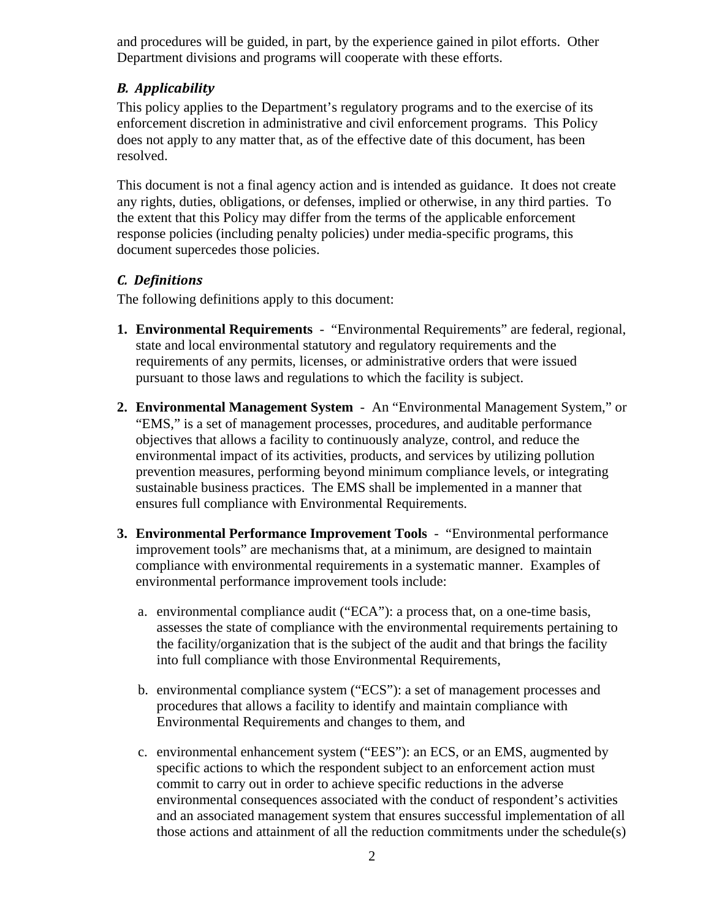and procedures will be guided, in part, by the experience gained in pilot efforts. Other Department divisions and programs will cooperate with these efforts.

### *B. Applicability*

This policy applies to the Department's regulatory programs and to the exercise of its enforcement discretion in administrative and civil enforcement programs. This Policy does not apply to any matter that, as of the effective date of this document, has been resolved.

This document is not a final agency action and is intended as guidance. It does not create any rights, duties, obligations, or defenses, implied or otherwise, in any third parties. To the extent that this Policy may differ from the terms of the applicable enforcement response policies (including penalty policies) under media-specific programs, this document supercedes those policies.

### *C. Definitions*

The following definitions apply to this document:

1. **Environmental Requirements** - "Environmental Requirements" are federal, regional, state and local environmental statutory and regulatory requirements and the requirements of any permits, licenses, or administrative orders that were issued pursuant to those laws and regulations to which the facility is subject.

2. **Environmental Management System** - An "Environmental Management System," or "EMS," is a set of management processes, procedures, and auditable performance objectives that allows a facility to continuously analyze, control, and reduce the environmental impact of its activities, products, and services by utilizing pollution prevention measures, performing beyond minimum compliance levels, or integrating sustainable business practices. The EMS shall be implemented in a manner that ensures full compliance with Environmental Requirements.

3. **Environmental Performance Improvement Tools** - "Environmental performance improvement tools" are mechanisms that, at a minimum, are designed to maintain compliance with environmental requirements in a systematic manner. Examples of environmental performance improvement tools include:

   a. environmental compliance audit ("ECA"): a process that, on a one-time basis, assesses the state of compliance with the environmental requirements pertaining to the facility/organization that is the subject of the audit and that brings the facility into full compliance with those Environmental Requirements,

   b. environmental compliance system ("ECS"): a set of management processes and procedures that allows a facility to identify and maintain compliance with Environmental Requirements and changes to them, and

   c. environmental enhancement system ("EES"): an ECS, or an EMS, augmented by specific actions to which the respondent subject to an enforcement action must commit to carry out in order to achieve specific reductions in the adverse environmental consequences associated with the conduct of respondent's activities and an associated management system that ensures successful implementation of all those actions and attainment of all the reduction commitments under the schedule(s)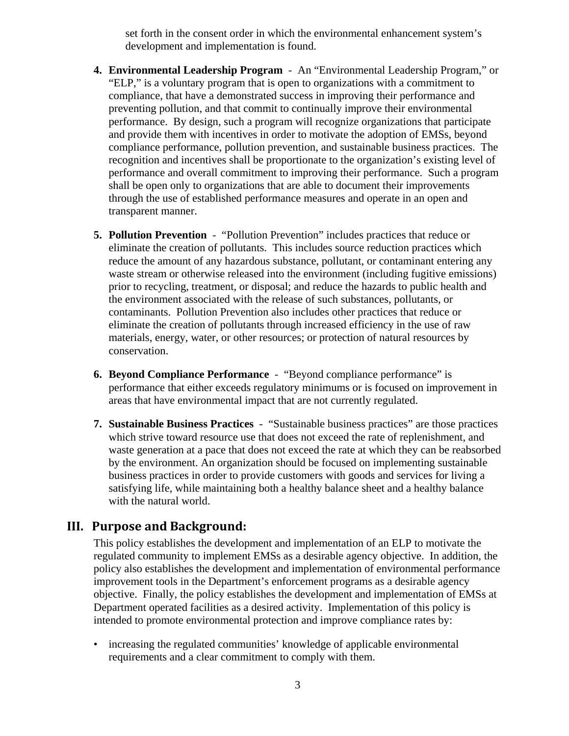set forth in the consent order in which the environmental enhancement system's development and implementation is found.

4. **Environmental Leadership Program** - An "Environmental Leadership Program," or "ELP," is a voluntary program that is open to organizations with a commitment to compliance, that have a demonstrated success in improving their performance and preventing pollution, and that commit to continually improve their environmental performance. By design, such a program will recognize organizations that participate and provide them with incentives in order to motivate the adoption of EMSs, beyond compliance performance, pollution prevention, and sustainable business practices. The recognition and incentives shall be proportionate to the organization's existing level of performance and overall commitment to improving their performance. Such a program shall be open only to organizations that are able to document their improvements through the use of established performance measures and operate in an open and transparent manner.

5. **Pollution Prevention** - "Pollution Prevention" includes practices that reduce or eliminate the creation of pollutants. This includes source reduction practices which reduce the amount of any hazardous substance, pollutant, or contaminant entering any waste stream or otherwise released into the environment (including fugitive emissions) prior to recycling, treatment, or disposal; and reduce the hazards to public health and the environment associated with the release of such substances, pollutants, or contaminants. Pollution Prevention also includes other practices that reduce or eliminate the creation of pollutants through increased efficiency in the use of raw materials, energy, water, or other resources; or protection of natural resources by conservation.

6. **Beyond Compliance Performance** - "Beyond compliance performance" is performance that either exceeds regulatory minimums or is focused on improvement in areas that have environmental impact that are not currently regulated.

7. **Sustainable Business Practices** - "Sustainable business practices" are those practices which strive toward resource use that does not exceed the rate of replenishment, and waste generation at a pace that does not exceed the rate at which they can be reabsorbed by the environment. An organization should be focused on implementing sustainable business practices in order to provide customers with goods and services for living a satisfying life, while maintaining both a healthy balance sheet and a healthy balance with the natural world.

## III. Purpose and Background:

This policy establishes the development and implementation of an ELP to motivate the regulated community to implement EMSs as a desirable agency objective. In addition, the policy also establishes the development and implementation of environmental performance improvement tools in the Department's enforcement programs as a desirable agency objective. Finally, the policy establishes the development and implementation of EMSs at Department operated facilities as a desired activity. Implementation of this policy is intended to promote environmental protection and improve compliance rates by:

- increasing the regulated communities' knowledge of applicable environmental requirements and a clear commitment to comply with them.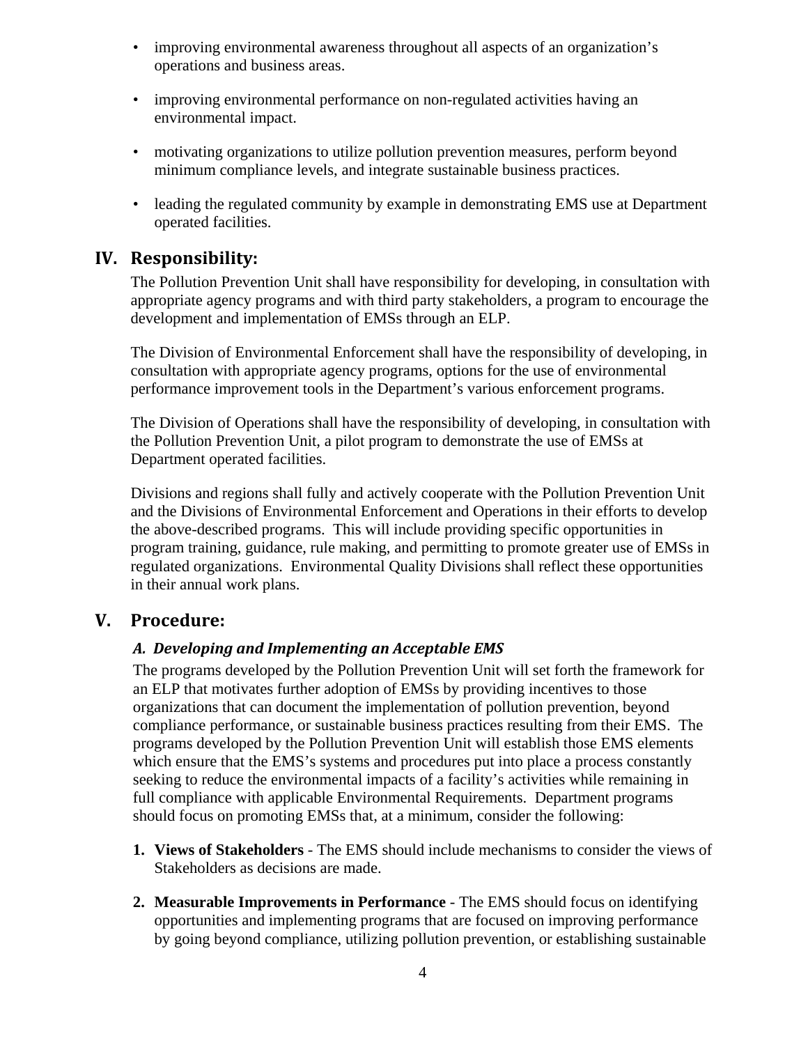- improving environmental awareness throughout all aspects of an organization's operations and business areas.
- improving environmental performance on non-regulated activities having an environmental impact.
- motivating organizations to utilize pollution prevention measures, perform beyond minimum compliance levels, and integrate sustainable business practices.
- leading the regulated community by example in demonstrating EMS use at Department operated facilities.

## IV. Responsibility:

The Pollution Prevention Unit shall have responsibility for developing, in consultation with appropriate agency programs and with third party stakeholders, a program to encourage the development and implementation of EMSs through an ELP.

The Division of Environmental Enforcement shall have the responsibility of developing, in consultation with appropriate agency programs, options for the use of environmental performance improvement tools in the Department's various enforcement programs.

The Division of Operations shall have the responsibility of developing, in consultation with the Pollution Prevention Unit, a pilot program to demonstrate the use of EMSs at Department operated facilities.

Divisions and regions shall fully and actively cooperate with the Pollution Prevention Unit and the Divisions of Environmental Enforcement and Operations in their efforts to develop the above-described programs. This will include providing specific opportunities in program training, guidance, rule making, and permitting to promote greater use of EMSs in regulated organizations. Environmental Quality Divisions shall reflect these opportunities in their annual work plans.

## V. Procedure:

### *A. Developing and Implementing an Acceptable EMS*

The programs developed by the Pollution Prevention Unit will set forth the framework for an ELP that motivates further adoption of EMSs by providing incentives to those organizations that can document the implementation of pollution prevention, beyond compliance performance, or sustainable business practices resulting from their EMS. The programs developed by the Pollution Prevention Unit will establish those EMS elements which ensure that the EMS's systems and procedures put into place a process constantly seeking to reduce the environmental impacts of a facility's activities while remaining in full compliance with applicable Environmental Requirements. Department programs should focus on promoting EMSs that, at a minimum, consider the following:

1. **Views of Stakeholders** - The EMS should include mechanisms to consider the views of Stakeholders as decisions are made.
2. **Measurable Improvements in Performance** - The EMS should focus on identifying opportunities and implementing programs that are focused on improving performance by going beyond compliance, utilizing pollution prevention, or establishing sustainable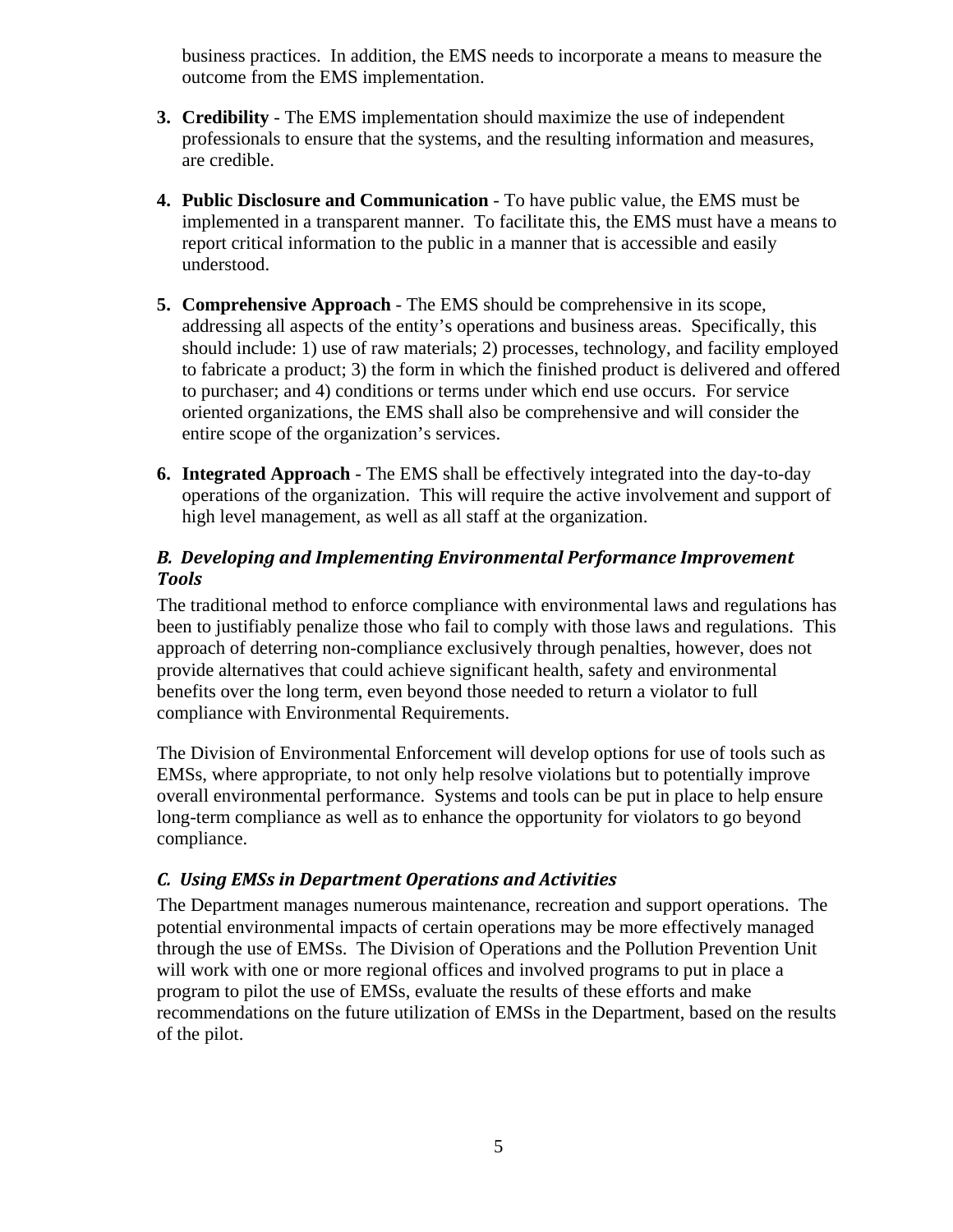business practices. In addition, the EMS needs to incorporate a means to measure the outcome from the EMS implementation.

3. **Credibility** - The EMS implementation should maximize the use of independent professionals to ensure that the systems, and the resulting information and measures, are credible.

4. **Public Disclosure and Communication** - To have public value, the EMS must be implemented in a transparent manner. To facilitate this, the EMS must have a means to report critical information to the public in a manner that is accessible and easily understood.

5. **Comprehensive Approach** - The EMS should be comprehensive in its scope, addressing all aspects of the entity's operations and business areas. Specifically, this should include: 1) use of raw materials; 2) processes, technology, and facility employed to fabricate a product; 3) the form in which the finished product is delivered and offered to purchaser; and 4) conditions or terms under which end use occurs. For service oriented organizations, the EMS shall also be comprehensive and will consider the entire scope of the organization's services.

6. **Integrated Approach** - The EMS shall be effectively integrated into the day-to-day operations of the organization. This will require the active involvement and support of high level management, as well as all staff at the organization.

### *B. Developing and Implementing Environmental Performance Improvement Tools*

The traditional method to enforce compliance with environmental laws and regulations has been to justifiably penalize those who fail to comply with those laws and regulations. This approach of deterring non-compliance exclusively through penalties, however, does not provide alternatives that could achieve significant health, safety and environmental benefits over the long term, even beyond those needed to return a violator to full compliance with Environmental Requirements.

The Division of Environmental Enforcement will develop options for use of tools such as EMSs, where appropriate, to not only help resolve violations but to potentially improve overall environmental performance. Systems and tools can be put in place to help ensure long-term compliance as well as to enhance the opportunity for violators to go beyond compliance.

### *C. Using EMSs in Department Operations and Activities*

The Department manages numerous maintenance, recreation and support operations. The potential environmental impacts of certain operations may be more effectively managed through the use of EMSs. The Division of Operations and the Pollution Prevention Unit will work with one or more regional offices and involved programs to put in place a program to pilot the use of EMSs, evaluate the results of these efforts and make recommendations on the future utilization of EMSs in the Department, based on the results of the pilot.